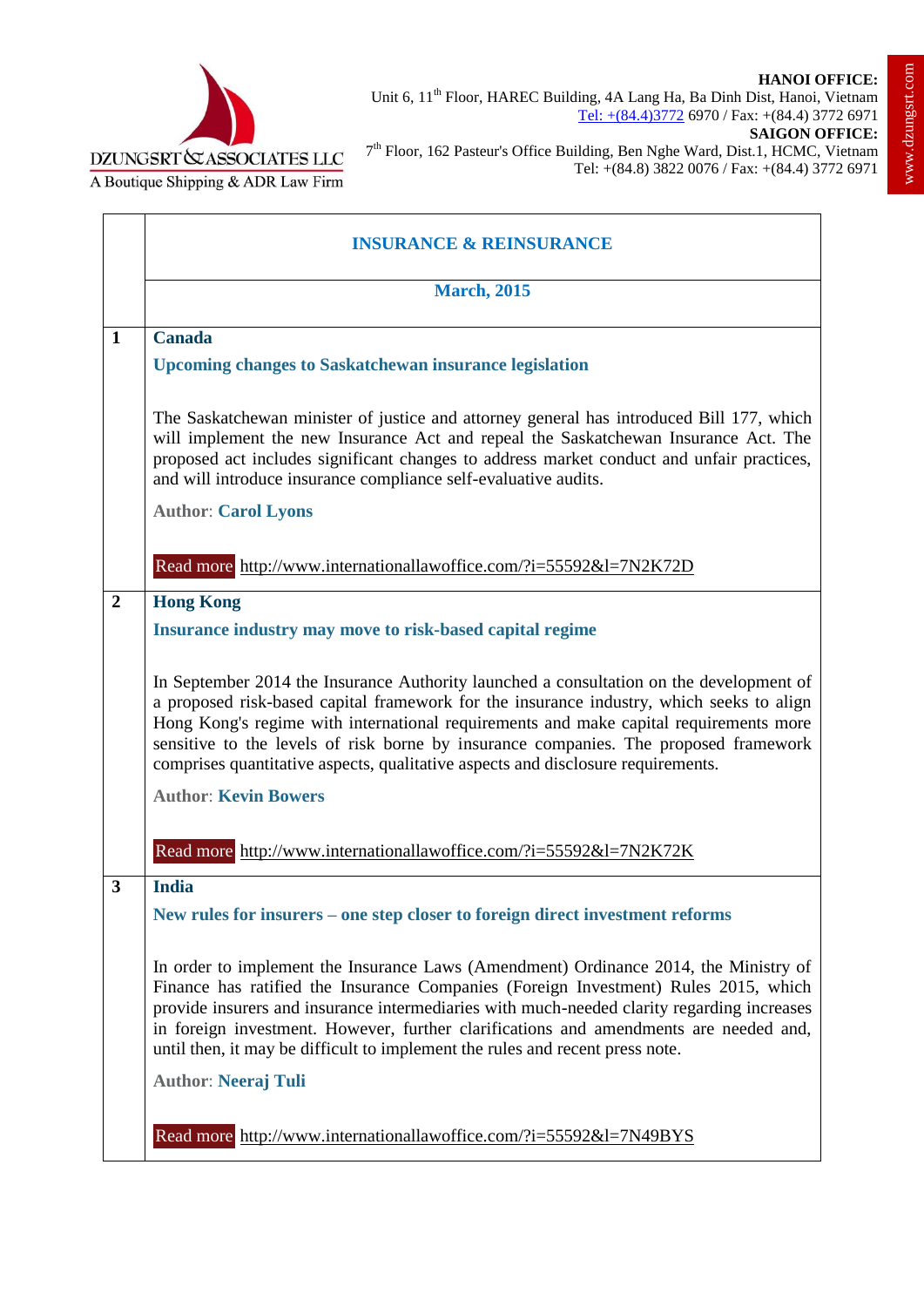DZUNGSRT & ASSOCIATES LLC
A Boutique Shipping & ADR Law Firm

**HANOI OFFICE:**
Unit 6, 11th Floor, HAREC Building, 4A Lang Ha, Ba Dinh Dist, Hanoi, Vietnam
Tel: +(84.4)3772 6970 / Fax: +(84.4) 3772 6971
**SAIGON OFFICE:**
7th Floor, 162 Pasteur's Office Building, Ben Nghe Ward, Dist.1, HCMC, Vietnam
Tel: +(84.8) 3822 0076 / Fax: +(84.4) 3772 6971

www.dzungsrt.com

# INSURANCE & REINSURANCE

## March, 2015

### 1 Canada

**Upcoming changes to Saskatchewan insurance legislation**

The Saskatchewan minister of justice and attorney general has introduced Bill 177, which will implement the new Insurance Act and repeal the Saskatchewan Insurance Act. The proposed act includes significant changes to address market conduct and unfair practices, and will introduce insurance compliance self-evaluative audits.

**Author**: **Carol Lyons**

Read more http://www.internationallawoffice.com/?i=55592&l=7N2K72D

### 2 Hong Kong

**Insurance industry may move to risk-based capital regime**

In September 2014 the Insurance Authority launched a consultation on the development of a proposed risk-based capital framework for the insurance industry, which seeks to align Hong Kong's regime with international requirements and make capital requirements more sensitive to the levels of risk borne by insurance companies. The proposed framework comprises quantitative aspects, qualitative aspects and disclosure requirements.

**Author**: **Kevin Bowers**

Read more http://www.internationallawoffice.com/?i=55592&l=7N2K72K

### 3 India

**New rules for insurers – one step closer to foreign direct investment reforms**

In order to implement the Insurance Laws (Amendment) Ordinance 2014, the Ministry of Finance has ratified the Insurance Companies (Foreign Investment) Rules 2015, which provide insurers and insurance intermediaries with much-needed clarity regarding increases in foreign investment. However, further clarifications and amendments are needed and, until then, it may be difficult to implement the rules and recent press note.

**Author**: **Neeraj Tuli**

Read more http://www.internationallawoffice.com/?i=55592&l=7N49BYS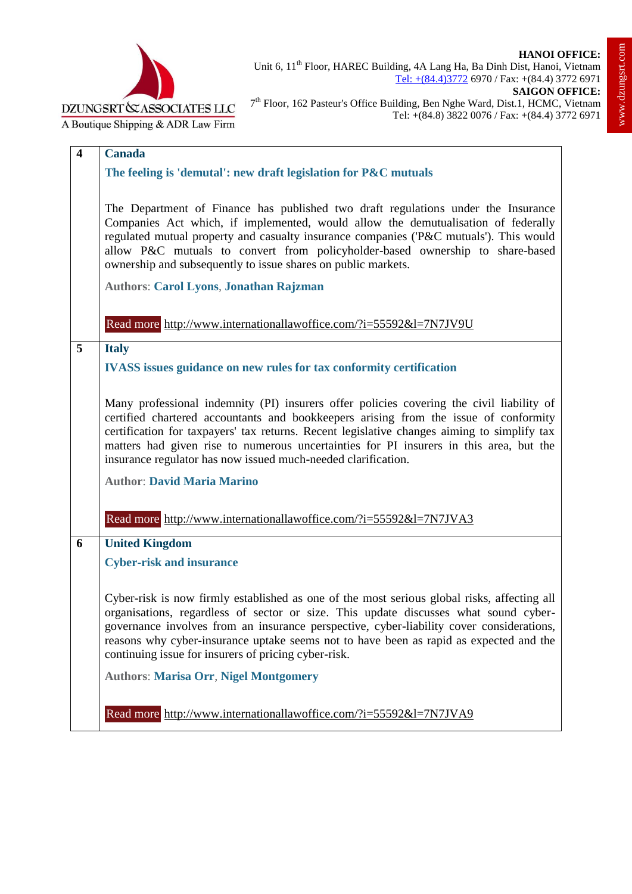| | |
|---|---|
| 4 | **Canada**<br>**The feeling is 'demutal': new draft legislation for P&C mutuals**<br><br>The Department of Finance has published two draft regulations under the Insurance Companies Act which, if implemented, would allow the demutualisation of federally regulated mutual property and casualty insurance companies ('P&C mutuals'). This would allow P&C mutuals to convert from policyholder-based ownership to share-based ownership and subsequently to issue shares on public markets.<br><br>**Authors**: **Carol Lyons**, **Jonathan Rajzman**<br><br>Read more http://www.internationallawoffice.com/?i=55592&l=7N7JV9U |
| 5 | **Italy**<br>**IVASS issues guidance on new rules for tax conformity certification**<br><br>Many professional indemnity (PI) insurers offer policies covering the civil liability of certified chartered accountants and bookkeepers arising from the issue of conformity certification for taxpayers' tax returns. Recent legislative changes aiming to simplify tax matters had given rise to numerous uncertainties for PI insurers in this area, but the insurance regulator has now issued much-needed clarification.<br><br>**Author**: **David Maria Marino**<br><br>Read more http://www.internationallawoffice.com/?i=55592&l=7N7JVA3 |
| 6 | **United Kingdom**<br>**Cyber-risk and insurance**<br><br>Cyber-risk is now firmly established as one of the most serious global risks, affecting all organisations, regardless of sector or size. This update discusses what sound cyber-governance involves from an insurance perspective, cyber-liability cover considerations, reasons why cyber-insurance uptake seems not to have been as rapid as expected and the continuing issue for insurers of pricing cyber-risk.<br><br>**Authors**: **Marisa Orr**, **Nigel Montgomery**<br><br>Read more http://www.internationallawoffice.com/?i=55592&l=7N7JVA9 |